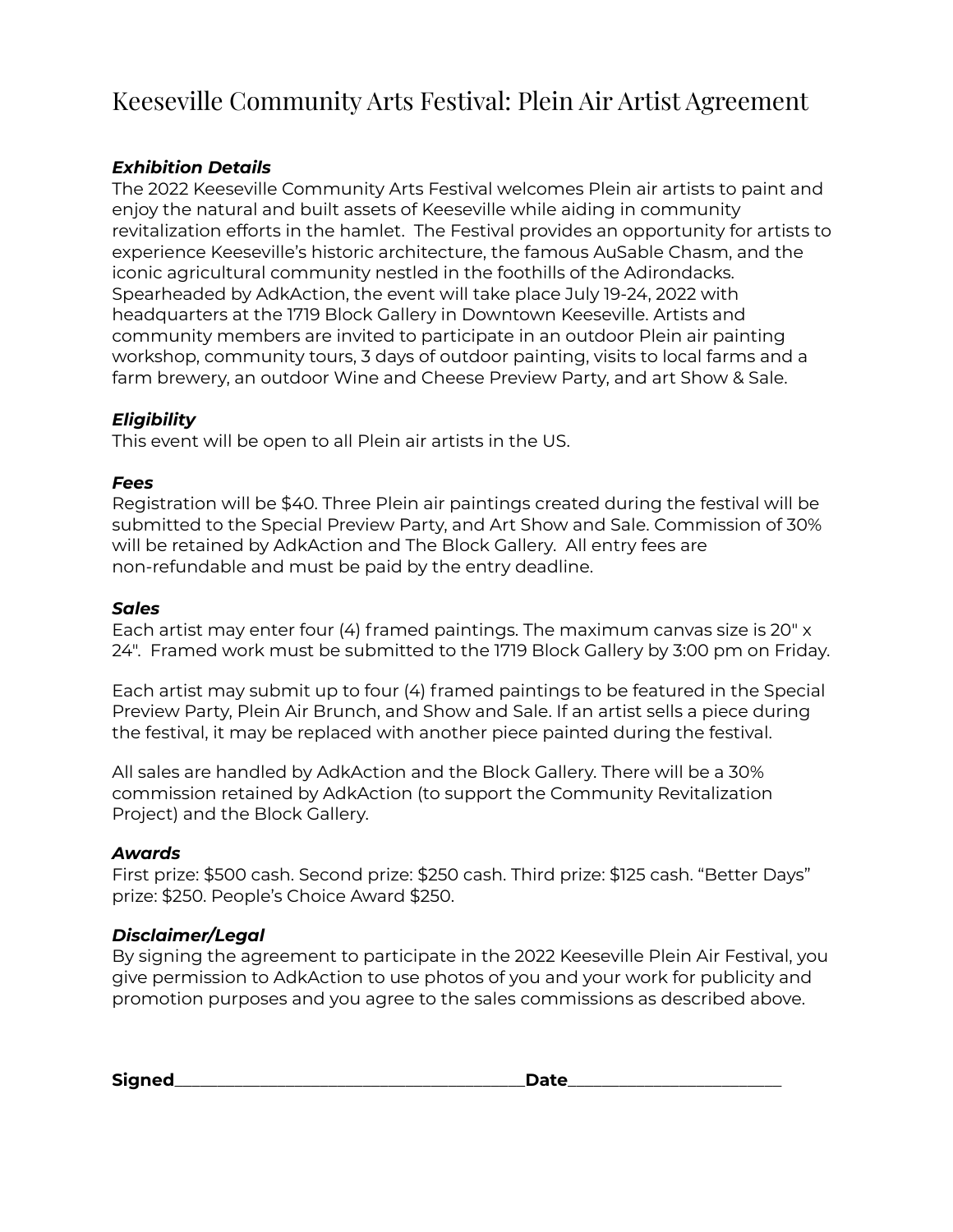# Keeseville Community Arts Festival: Plein Air Artist Agreement

***Exhibition Details***

The 2022 Keeseville Community Arts Festival welcomes Plein air artists to paint and enjoy the natural and built assets of Keeseville while aiding in community revitalization efforts in the hamlet. The Festival provides an opportunity for artists to experience Keeseville's historic architecture, the famous AuSable Chasm, and the iconic agricultural community nestled in the foothills of the Adirondacks. Spearheaded by AdkAction, the event will take place July 19-24, 2022 with headquarters at the 1719 Block Gallery in Downtown Keeseville. Artists and community members are invited to participate in an outdoor Plein air painting workshop, community tours, 3 days of outdoor painting, visits to local farms and a farm brewery, an outdoor Wine and Cheese Preview Party, and art Show & Sale.

***Eligibility***

This event will be open to all Plein air artists in the US.

***Fees***

Registration will be $40. Three Plein air paintings created during the festival will be submitted to the Special Preview Party, and Art Show and Sale. Commission of 30% will be retained by AdkAction and The Block Gallery. All entry fees are non-refundable and must be paid by the entry deadline.

***Sales***

Each artist may enter four (4) framed paintings. The maximum canvas size is 20" x 24". Framed work must be submitted to the 1719 Block Gallery by 3:00 pm on Friday.

Each artist may submit up to four (4) framed paintings to be featured in the Special Preview Party, Plein Air Brunch, and Show and Sale. If an artist sells a piece during the festival, it may be replaced with another piece painted during the festival.

All sales are handled by AdkAction and the Block Gallery. There will be a 30% commission retained by AdkAction (to support the Community Revitalization Project) and the Block Gallery.

***Awards***

First prize: $500 cash. Second prize: $250 cash. Third prize: $125 cash. "Better Days" prize: $250. People's Choice Award $250.

***Disclaimer/Legal***

By signing the agreement to participate in the 2022 Keeseville Plein Air Festival, you give permission to AdkAction to use photos of you and your work for publicity and promotion purposes and you agree to the sales commissions as described above.

**Signed**\_\_\_\_\_\_\_\_\_\_\_\_\_\_\_\_\_\_\_\_\_\_\_\_\_\_\_\_\_\_\_\_\_\_\_\_\_\_\_\_**Date**\_\_\_\_\_\_\_\_\_\_\_\_\_\_\_\_\_\_\_\_\_\_\_\_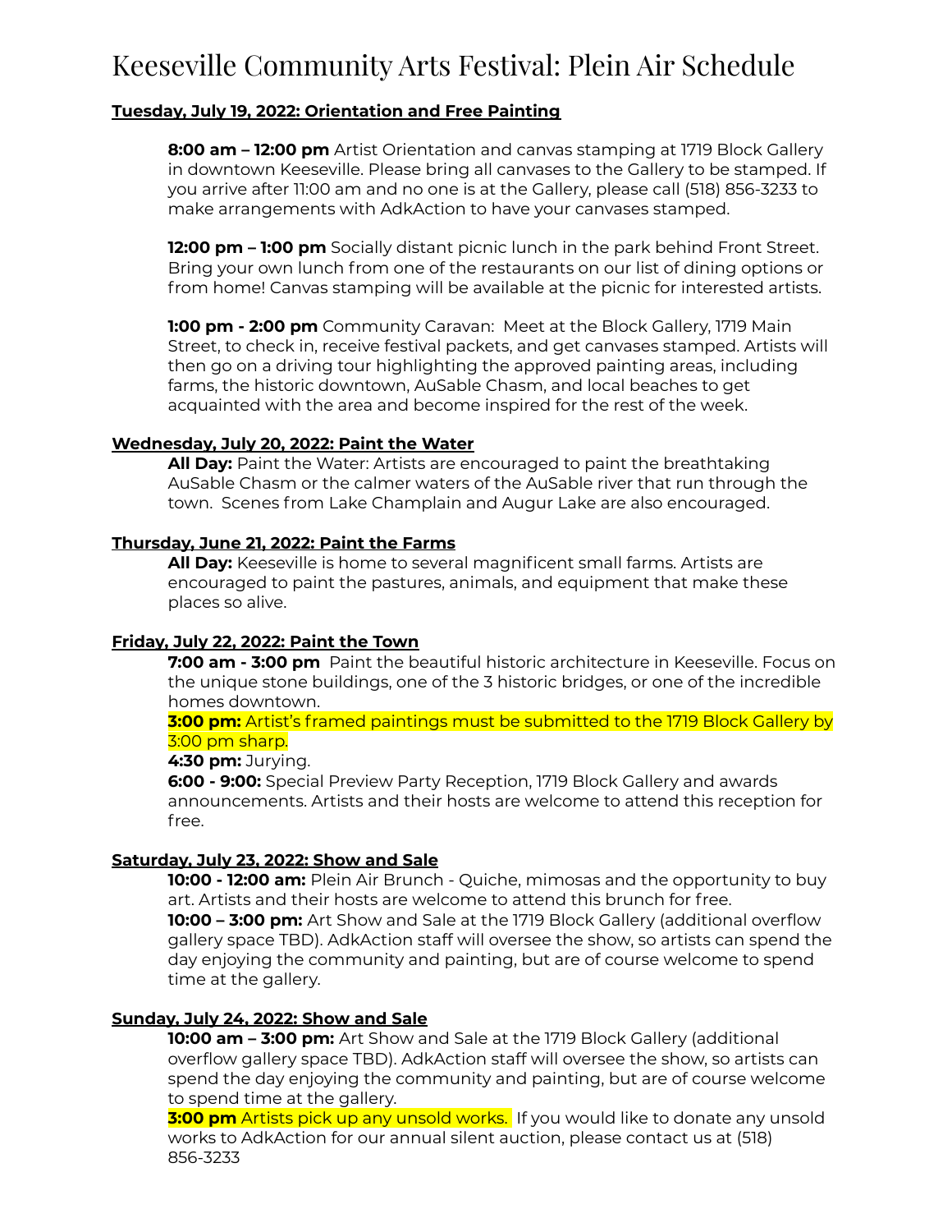# Keeseville Community Arts Festival: Plein Air Schedule

**Tuesday, July 19, 2022: Orientation and Free Painting**

**8:00 am – 12:00 pm** Artist Orientation and canvas stamping at 1719 Block Gallery in downtown Keeseville. Please bring all canvases to the Gallery to be stamped. If you arrive after 11:00 am and no one is at the Gallery, please call (518) 856-3233 to make arrangements with AdkAction to have your canvases stamped.

**12:00 pm – 1:00 pm** Socially distant picnic lunch in the park behind Front Street. Bring your own lunch from one of the restaurants on our list of dining options or from home! Canvas stamping will be available at the picnic for interested artists.

**1:00 pm - 2:00 pm** Community Caravan: Meet at the Block Gallery, 1719 Main Street, to check in, receive festival packets, and get canvases stamped. Artists will then go on a driving tour highlighting the approved painting areas, including farms, the historic downtown, AuSable Chasm, and local beaches to get acquainted with the area and become inspired for the rest of the week.

**Wednesday, July 20, 2022: Paint the Water**

**All Day:** Paint the Water: Artists are encouraged to paint the breathtaking AuSable Chasm or the calmer waters of the AuSable river that run through the town. Scenes from Lake Champlain and Augur Lake are also encouraged.

**Thursday, June 21, 2022: Paint the Farms**

**All Day:** Keeseville is home to several magnificent small farms. Artists are encouraged to paint the pastures, animals, and equipment that make these places so alive.

**Friday, July 22, 2022: Paint the Town**

**7:00 am - 3:00 pm** Paint the beautiful historic architecture in Keeseville. Focus on the unique stone buildings, one of the 3 historic bridges, or one of the incredible homes downtown.

**3:00 pm:** Artist's framed paintings must be submitted to the 1719 Block Gallery by 3:00 pm sharp.

**4:30 pm:** Jurying.

**6:00 - 9:00:** Special Preview Party Reception, 1719 Block Gallery and awards announcements. Artists and their hosts are welcome to attend this reception for free.

**Saturday, July 23, 2022: Show and Sale**

**10:00 - 12:00 am:** Plein Air Brunch - Quiche, mimosas and the opportunity to buy art. Artists and their hosts are welcome to attend this brunch for free.

**10:00 – 3:00 pm:** Art Show and Sale at the 1719 Block Gallery (additional overflow gallery space TBD). AdkAction staff will oversee the show, so artists can spend the day enjoying the community and painting, but are of course welcome to spend time at the gallery.

**Sunday, July 24, 2022: Show and Sale**

**10:00 am – 3:00 pm:** Art Show and Sale at the 1719 Block Gallery (additional overflow gallery space TBD). AdkAction staff will oversee the show, so artists can spend the day enjoying the community and painting, but are of course welcome to spend time at the gallery.

**3:00 pm** Artists pick up any unsold works. If you would like to donate any unsold works to AdkAction for our annual silent auction, please contact us at (518) 856-3233